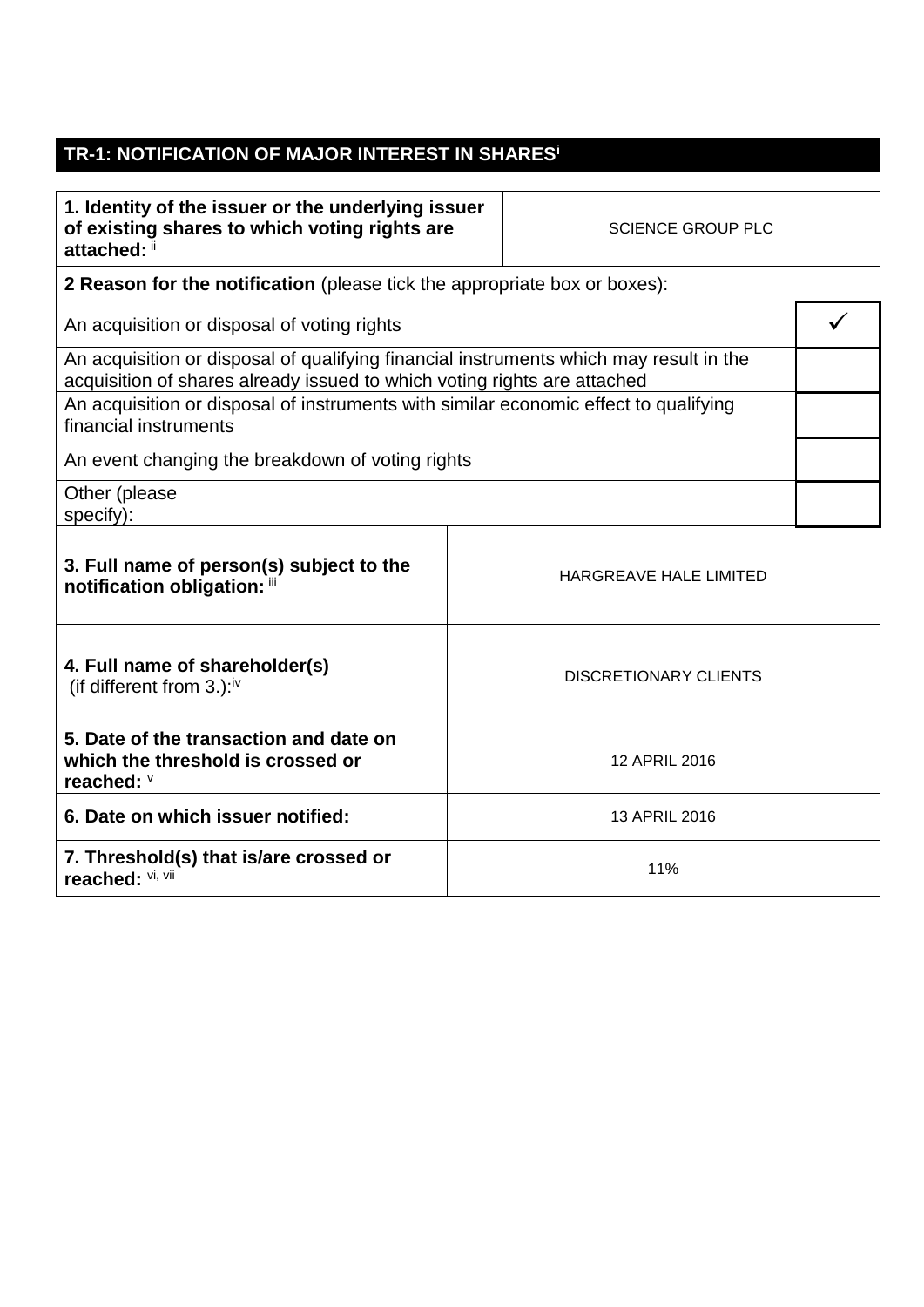## TR-1: NOTIFICATION OF MAJOR INTEREST IN SHARES[i]

| | |
|---|---|
| **1. Identity of the issuer or the underlying issuer of existing shares to which voting rights are attached:** [ii] | SCIENCE GROUP PLC |
| **2 Reason for the notification** (please tick the appropriate box or boxes): | |
| An acquisition or disposal of voting rights | ✓ |
| An acquisition or disposal of qualifying financial instruments which may result in the acquisition of shares already issued to which voting rights are attached | |
| An acquisition or disposal of instruments with similar economic effect to qualifying financial instruments | |
| An event changing the breakdown of voting rights | |
| Other (please specify): | |
| **3. Full name of person(s) subject to the notification obligation:** [iii] | HARGREAVE HALE LIMITED |
| **4. Full name of shareholder(s)** (if different from 3.):[iv] | DISCRETIONARY CLIENTS |
| **5. Date of the transaction and date on which the threshold is crossed or reached:** [v] | 12 APRIL 2016 |
| **6. Date on which issuer notified:** | 13 APRIL 2016 |
| **7. Threshold(s) that is/are crossed or reached:** [vi, vii] | 11% |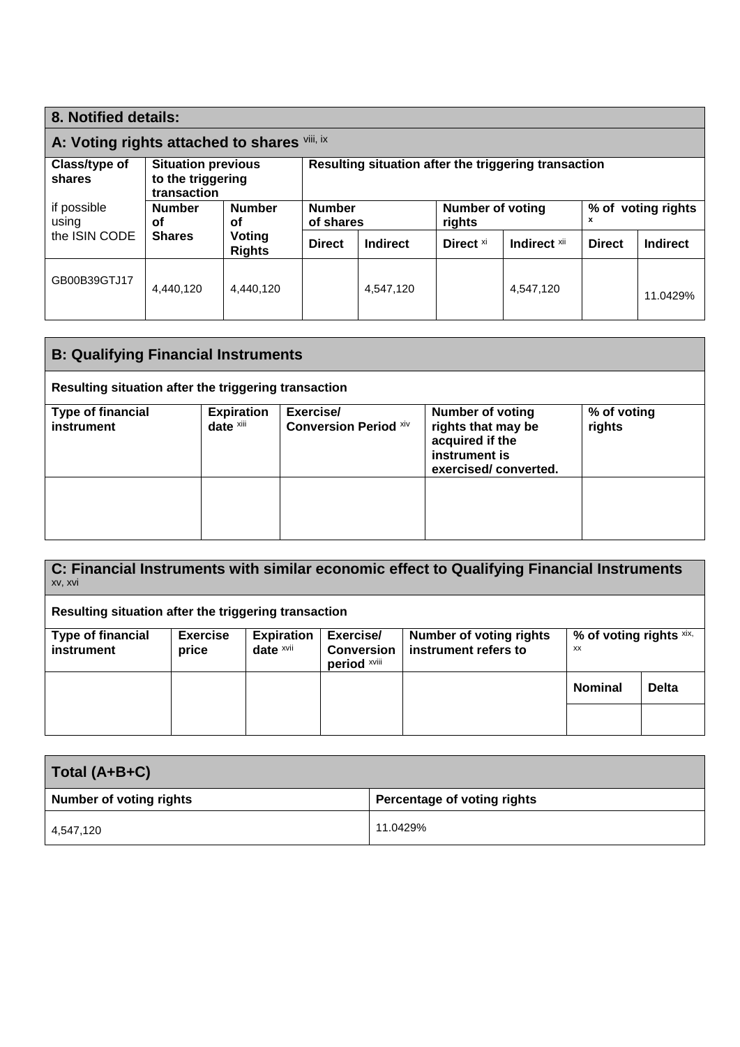## 8. Notified details:

### A: Voting rights attached to shares [viii, ix]

| Class/type of shares if possible using the ISIN CODE | Situation previous to the triggering transaction | | Resulting situation after the triggering transaction | | | | | |
|---|---|---|---|---|---|---|---|---|
| | Number of Shares | Number of Voting Rights | Number of shares | | Number of voting rights | | % of voting rights [x] | |
| | | | Direct | Indirect | Direct [xi] | Indirect [xii] | Direct | Indirect |
| GB00B39GTJ17 | 4,440,120 | 4,440,120 | | 4,547,120 | | 4,547,120 | | 11.0429% |

### B: Qualifying Financial Instruments

**Resulting situation after the triggering transaction**

| Type of financial instrument | Expiration date [xiii] | Exercise/ Conversion Period [xiv] | Number of voting rights that may be acquired if the instrument is exercised/ converted. | % of voting rights |
|---|---|---|---|---|
| | | | | |

### C: Financial Instruments with similar economic effect to Qualifying Financial Instruments [xv, xvi]

**Resulting situation after the triggering transaction**

| Type of financial instrument | Exercise price | Expiration date [xvii] | Exercise/ Conversion period [xviii] | Number of voting rights instrument refers to | % of voting rights [xix, xx] | |
|---|---|---|---|---|---|---|
| | | | | | Nominal | Delta |
| | | | | | | |

### Total (A+B+C)

| Number of voting rights | Percentage of voting rights |
|---|---|
| 4,547,120 | 11.0429% |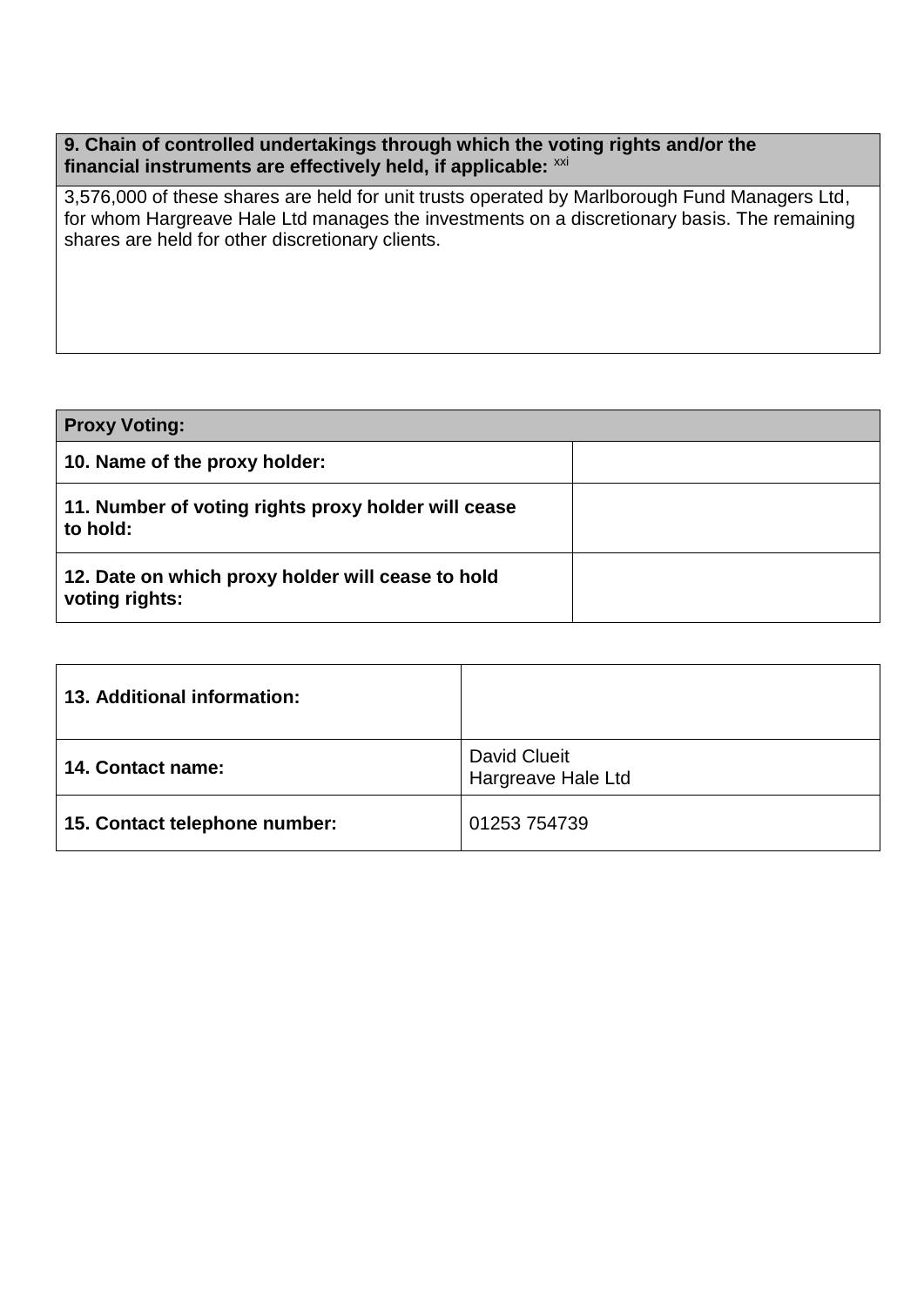| 9. Chain of controlled undertakings through which the voting rights and/or the financial instruments are effectively held, if applicable: [xxi] |
|---|
| 3,576,000 of these shares are held for unit trusts operated by Marlborough Fund Managers Ltd, for whom Hargreave Hale Ltd manages the investments on a discretionary basis. The remaining shares are held for other discretionary clients. |

| Proxy Voting: | |
|---|---|
| **10. Name of the proxy holder:** | |
| **11. Number of voting rights proxy holder will cease to hold:** | |
| **12. Date on which proxy holder will cease to hold voting rights:** | |

| | |
|---|---|
| **13. Additional information:** | |
| **14. Contact name:** | David Clueit<br>Hargreave Hale Ltd |
| **15. Contact telephone number:** | 01253 754739 |